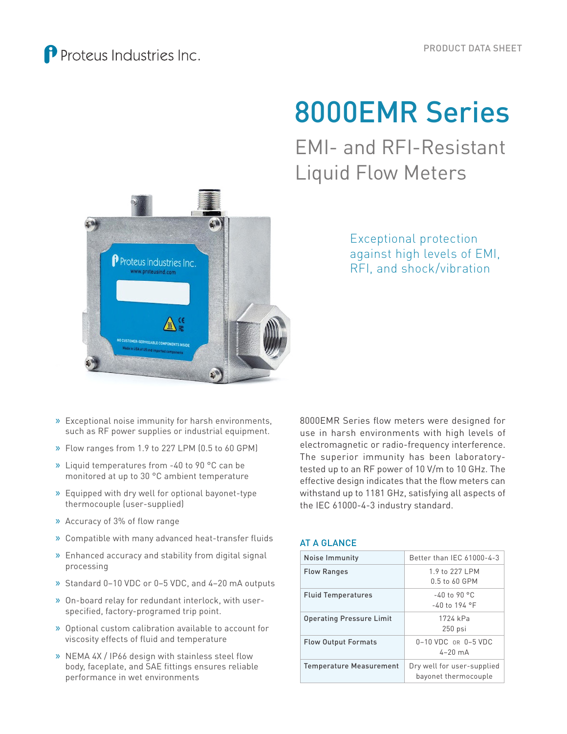Proteus Industries Inc.

PRODUCT DATA SHEET

# 8000EMR Series

## EMI- and RFI-Resistant Liquid Flow Meters

Exceptional protection against high levels of EMI, RFI, and shock/vibration

- Exceptional noise immunity for harsh environments, such as RF power supplies or industrial equipment.
- Flow ranges from 1.9 to 227 LPM (0.5 to 60 GPM)
- Liquid temperatures from -40 to 90 °C can be monitored at up to 30 °C ambient temperature
- Equipped with dry well for optional bayonet-type thermocouple (user-supplied)
- Accuracy of 3% of flow range
- Compatible with many advanced heat-transfer fluids
- Enhanced accuracy and stability from digital signal processing
- Standard 0–10 VDC or 0–5 VDC, and 4–20 mA outputs
- On-board relay for redundant interlock, with user-specified, factory-programed trip point.
- Optional custom calibration available to account for viscosity effects of fluid and temperature
- NEMA 4X / IP66 design with stainless steel flow body, faceplate, and SAE fittings ensures reliable performance in wet environments

8000EMR Series flow meters were designed for use in harsh environments with high levels of electromagnetic or radio-frequency interference. The superior immunity has been laboratory-tested up to an RF power of 10 V/m to 10 GHz. The effective design indicates that the flow meters can withstand up to 1181 GHz, satisfying all aspects of the IEC 61000-4-3 industry standard.

### AT A GLANCE

| | |
|---|---|
| Noise Immunity | Better than IEC 61000-4-3 |
| Flow Ranges | 1.9 to 227 LPM<br>0.5 to 60 GPM |
| Fluid Temperatures | -40 to 90 °C<br>-40 to 194 °F |
| Operating Pressure Limit | 1724 kPa<br>250 psi |
| Flow Output Formats | 0–10 VDC OR 0–5 VDC<br>4–20 mA |
| Temperature Measurement | Dry well for user-supplied bayonet thermocouple |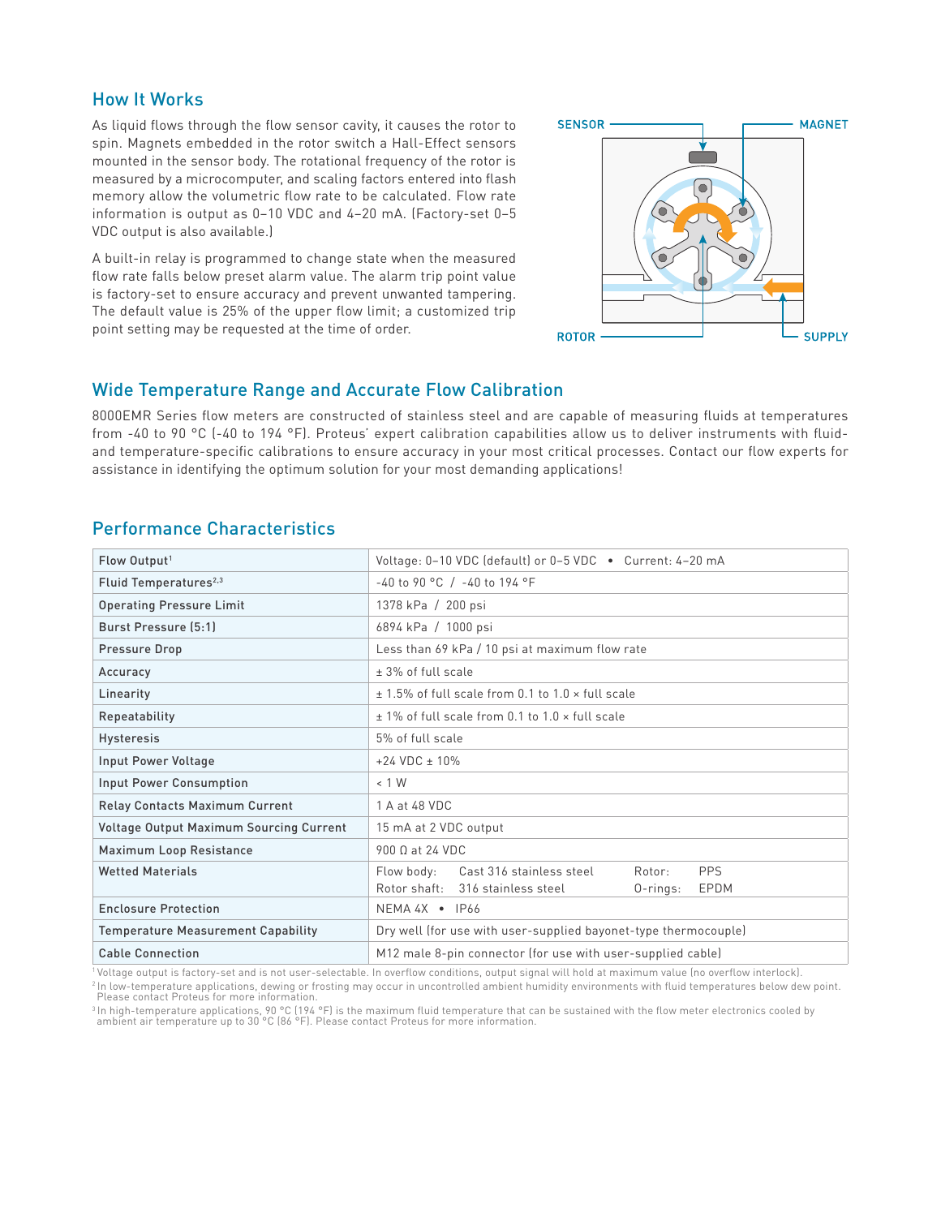## How It Works

As liquid flows through the flow sensor cavity, it causes the rotor to spin. Magnets embedded in the rotor switch a Hall-Effect sensors mounted in the sensor body. The rotational frequency of the rotor is measured by a microcomputer, and scaling factors entered into flash memory allow the volumetric flow rate to be calculated. Flow rate information is output as 0–10 VDC and 4–20 mA. (Factory-set 0–5 VDC output is also available.)

A built-in relay is programmed to change state when the measured flow rate falls below preset alarm value. The alarm trip point value is factory-set to ensure accuracy and prevent unwanted tampering. The default value is 25% of the upper flow limit; a customized trip point setting may be requested at the time of order.

SENSOR MAGNET ROTOR SUPPLY

## Wide Temperature Range and Accurate Flow Calibration

8000EMR Series flow meters are constructed of stainless steel and are capable of measuring fluids at temperatures from -40 to 90 °C (-40 to 194 °F). Proteus' expert calibration capabilities allow us to deliver instruments with fluid- and temperature-specific calibrations to ensure accuracy in your most critical processes. Contact our flow experts for assistance in identifying the optimum solution for your most demanding applications!

## Performance Characteristics

| | |
|---|---|
| Flow Output[1] | Voltage: 0–10 VDC (default) or 0–5 VDC • Current: 4–20 mA |
| Fluid Temperatures[2,3] | -40 to 90 °C / -40 to 194 °F |
| Operating Pressure Limit | 1378 kPa / 200 psi |
| Burst Pressure (5:1) | 6894 kPa / 1000 psi |
| Pressure Drop | Less than 69 kPa / 10 psi at maximum flow rate |
| Accuracy | ± 3% of full scale |
| Linearity | ± 1.5% of full scale from 0.1 to 1.0 × full scale |
| Repeatability | ± 1% of full scale from 0.1 to 1.0 × full scale |
| Hysteresis | 5% of full scale |
| Input Power Voltage | +24 VDC ± 10% |
| Input Power Consumption | < 1 W |
| Relay Contacts Maximum Current | 1 A at 48 VDC |
| Voltage Output Maximum Sourcing Current | 15 mA at 2 VDC output |
| Maximum Loop Resistance | 900 Ω at 24 VDC |
| Wetted Materials | Flow body: Cast 316 stainless steel; Rotor shaft: 316 stainless steel; Rotor: PPS; O-rings: EPDM |
| Enclosure Protection | NEMA 4X • IP66 |
| Temperature Measurement Capability | Dry well (for use with user-supplied bayonet-type thermocouple) |
| Cable Connection | M12 male 8-pin connector (for use with user-supplied cable) |

[1] Voltage output is factory-set and is not user-selectable. In overflow conditions, output signal will hold at maximum value (no overflow interlock).

[2] In low-temperature applications, dewing or frosting may occur in uncontrolled ambient humidity environments with fluid temperatures below dew point. Please contact Proteus for more information.

[3] In high-temperature applications, 90 °C (194 °F) is the maximum fluid temperature that can be sustained with the flow meter electronics cooled by ambient air temperature up to 30 °C (86 °F). Please contact Proteus for more information.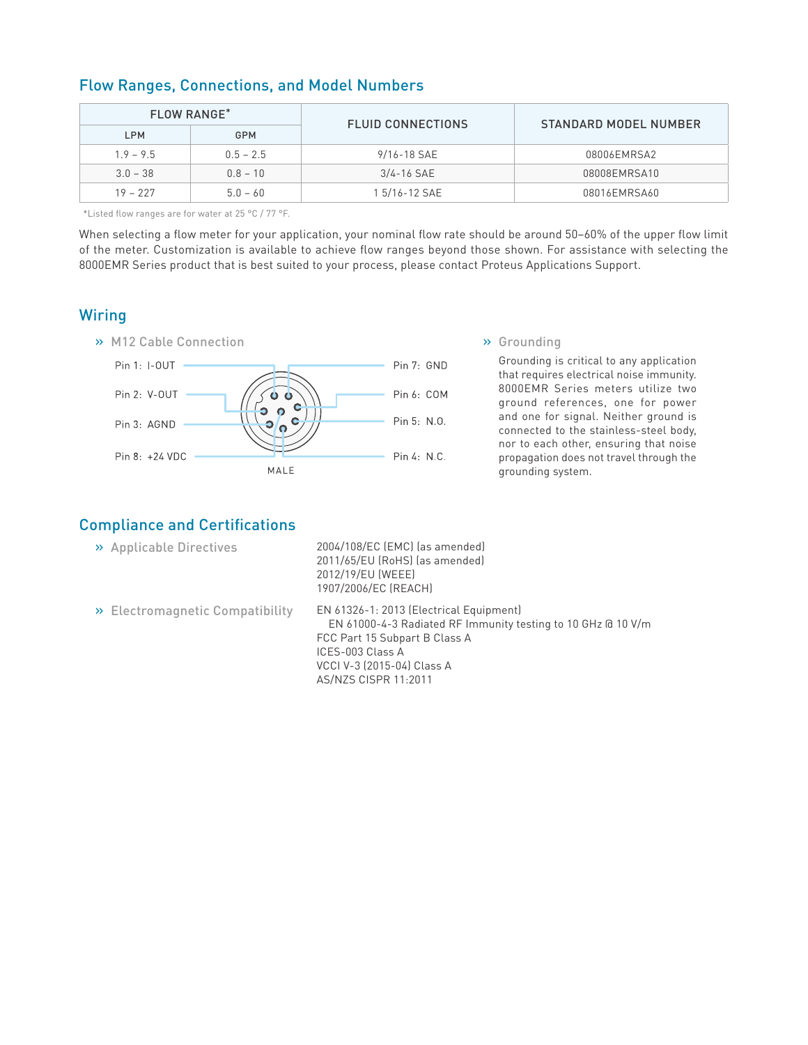## Flow Ranges, Connections, and Model Numbers

| FLOW RANGE* | | FLUID CONNECTIONS | STANDARD MODEL NUMBER |
|---|---|---|---|
| LPM | GPM | | |
| 1.9 – 9.5 | 0.5 – 2.5 | 9/16-18 SAE | 08006EMRSA2 |
| 3.0 – 38 | 0.8 – 10 | 3/4-16 SAE | 08008EMRSA10 |
| 19 – 227 | 5.0 – 60 | 1 5/16-12 SAE | 08016EMRSA60 |

*Listed flow ranges are for water at 25 °C / 77 °F.

When selecting a flow meter for your application, your nominal flow rate should be around 50–60% of the upper flow limit of the meter. Customization is available to achieve flow ranges beyond those shown. For assistance with selecting the 8000EMR Series product that is best suited to your process, please contact Proteus Applications Support.

## Wiring

### » M12 Cable Connection

Pin 1: I-OUT
Pin 2: V-OUT
Pin 3: AGND
Pin 8: +24 VDC
Pin 7: GND
Pin 6: COM
Pin 5: N.O.
Pin 4: N.C.

MALE

### » Grounding

Grounding is critical to any application that requires electrical noise immunity. 8000EMR Series meters utilize two ground references, one for power and one for signal. Neither ground is connected to the stainless-steel body, nor to each other, ensuring that noise propagation does not travel through the grounding system.

## Compliance and Certifications

### » Applicable Directives

2004/108/EC (EMC) (as amended)
2011/65/EU (RoHS) (as amended)
2012/19/EU (WEEE)
1907/2006/EC (REACH)

### » Electromagnetic Compatibility

EN 61326-1: 2013 (Electrical Equipment)
EN 61000-4-3 Radiated RF Immunity testing to 10 GHz @ 10 V/m
FCC Part 15 Subpart B Class A
ICES-003 Class A
VCCI V-3 (2015-04) Class A
AS/NZS CISPR 11:2011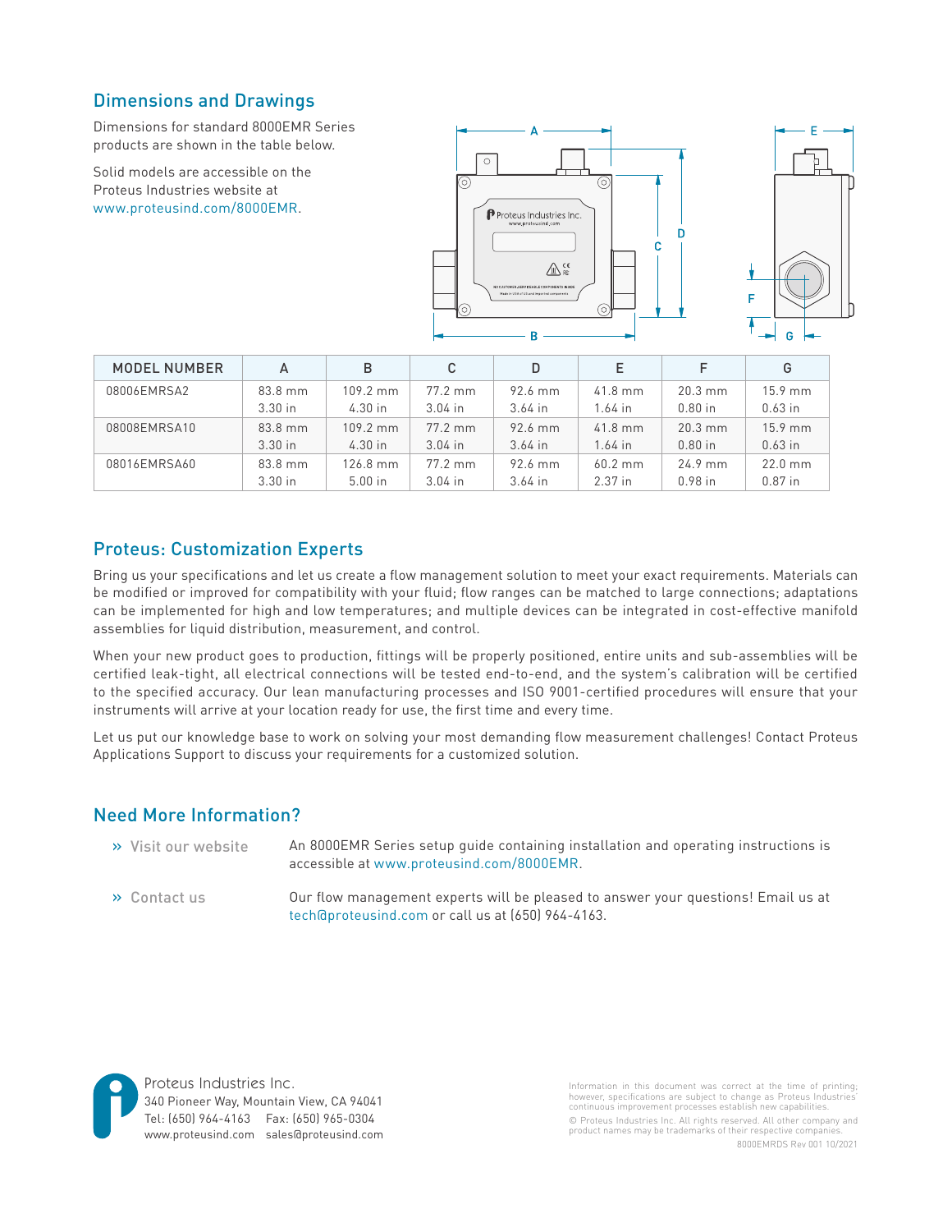## Dimensions and Drawings

Dimensions for standard 8000EMR Series products are shown in the table below.

Solid models are accessible on the Proteus Industries website at www.proteusind.com/8000EMR.

| MODEL NUMBER | A | B | C | D | E | F | G |
|---|---|---|---|---|---|---|---|
| 08006EMRSA2 | 83.8 mm 3.30 in | 109.2 mm 4.30 in | 77.2 mm 3.04 in | 92.6 mm 3.64 in | 41.8 mm 1.64 in | 20.3 mm 0.80 in | 15.9 mm 0.63 in |
| 08008EMRSA10 | 83.8 mm 3.30 in | 109.2 mm 4.30 in | 77.2 mm 3.04 in | 92.6 mm 3.64 in | 41.8 mm 1.64 in | 20.3 mm 0.80 in | 15.9 mm 0.63 in |
| 08016EMRSA60 | 83.8 mm 3.30 in | 126.8 mm 5.00 in | 77.2 mm 3.04 in | 92.6 mm 3.64 in | 60.2 mm 2.37 in | 24.9 mm 0.98 in | 22.0 mm 0.87 in |

## Proteus: Customization Experts

Bring us your specifications and let us create a flow management solution to meet your exact requirements. Materials can be modified or improved for compatibility with your fluid; flow ranges can be matched to large connections; adaptations can be implemented for high and low temperatures; and multiple devices can be integrated in cost-effective manifold assemblies for liquid distribution, measurement, and control.

When your new product goes to production, fittings will be properly positioned, entire units and sub-assemblies will be certified leak-tight, all electrical connections will be tested end-to-end, and the system's calibration will be certified to the specified accuracy. Our lean manufacturing processes and ISO 9001-certified procedures will ensure that your instruments will arrive at your location ready for use, the first time and every time.

Let us put our knowledge base to work on solving your most demanding flow measurement challenges! Contact Proteus Applications Support to discuss your requirements for a customized solution.

## Need More Information?

» Visit our website — An 8000EMR Series setup guide containing installation and operating instructions is accessible at www.proteusind.com/8000EMR.

» Contact us — Our flow management experts will be pleased to answer your questions! Email us at tech@proteusind.com or call us at (650) 964-4163.

Proteus Industries Inc.
340 Pioneer Way, Mountain View, CA 94041
Tel: (650) 964-4163 Fax: (650) 965-0304
www.proteusind.com sales@proteusind.com

Information in this document was correct at the time of printing; however, specifications are subject to change as Proteus Industries' continuous improvement processes establish new capabilities.

© Proteus Industries Inc. All rights reserved. All other company and product names may be trademarks of their respective companies.

8000EMRDS Rev 001 10/2021